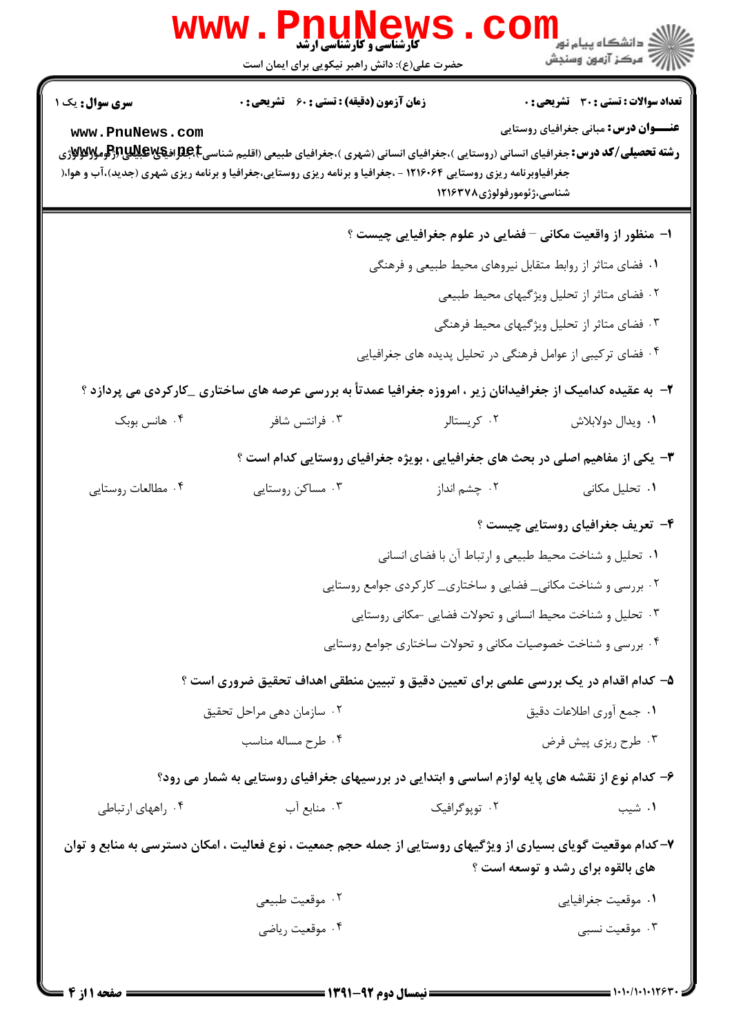**سری سوال:** یک ۱

**زمان آزمون (دقیقه) : تستی : ۶۰  تشریحی : ۰**

**تعداد سوالات : تستی : ۳۰  تشریحی : ۰**

**عنـــوان درس:** مبانی جغرافیای روستایی

**رشته تحصیلی/کد درس:** جغرافیای انسانی (روستایی )،جغرافیای انسانی (شهری )،جغرافیای طبیعی (اقلیم شناسی)،جغرافیای طبیعی (ژئومورفولوژی) جغرافیاوبرنامه ریزی روستایی ۱۲۱۶۰۶۴ - ،جغرافیا و برنامه ریزی روستایی،جغرافیا و برنامه ریزی شهری (جدید)،آب و هوا، شناسی،ژئومورفولوژی۱۲۱۶۳۷۸

**۱- منظور از واقعیت مکانی – فضایی در علوم جغرافیایی چیست ؟**

۱. فضای متاثر از روابط متقابل نیروهای محیط طبیعی و فرهنگی

۲. فضای متاثر از تحلیل ویژگیهای محیط طبیعی

۳. فضای متاثر از تحلیل ویژگیهای محیط فرهنگی

۴. فضای ترکیبی از عوامل فرهنگی در تحلیل پدیده های جغرافیایی

**۲- به عقیده کدامیک از جغرافیدانان زیر ، امروزه جغرافیا عمدتاً به بررسی عرصه های ساختاری _کارکردی می پردازد ؟**

۱. ویدال دولابلاش

۲. کریستالر

۳. فرانتس شافر

۴. هانس بوبک

**۳- یکی از مفاهیم اصلی در بحث های جغرافیایی ، بویژه جغرافیای روستایی کدام است ؟**

۱. تحلیل مکانی

۲. چشم انداز

۳. مساکن روستایی

۴. مطالعات روستایی

**۴- تعریف جغرافیای روستایی چیست ؟**

۱. تحلیل و شناخت محیط طبیعی و ارتباط آن با فضای انسانی

۲. بررسی و شناخت مکانی_ فضایی و ساختاری_ کارکردی جوامع روستایی

۳. تحلیل و شناخت محیط انسانی و تحولات فضایی -مکانی روستایی

۴. بررسی و شناخت خصوصیات مکانی و تحولات ساختاری جوامع روستایی

**۵- کدام اقدام در یک بررسی علمی برای تعیین دقیق و تبیین منطقی اهداف تحقیق ضروری است ؟**

۱. جمع آوری اطلاعات دقیق

۲. سازمان دهی مراحل تحقیق

۳. طرح ریزی پیش فرض

۴. طرح مساله مناسب

**۶- کدام نوع از نقشه های پایه لوازم اساسی و ابتدایی در بررسیهای جغرافیای روستایی به شمار می رود؟**

۱. شیب

۲. توپوگرافیک

۳. منابع آب

۴. راههای ارتباطی

**۷- کدام موقعیت گویای بسیاری از ویژگیهای روستایی از جمله حجم جمعیت ، نوع فعالیت ، امکان دسترسی به منابع و توان های بالقوه برای رشد و توسعه است ؟**

۱. موقعیت جغرافیایی

۲. موقعیت طبیعی

۳. موقعیت نسبی

۴. موقعیت ریاضی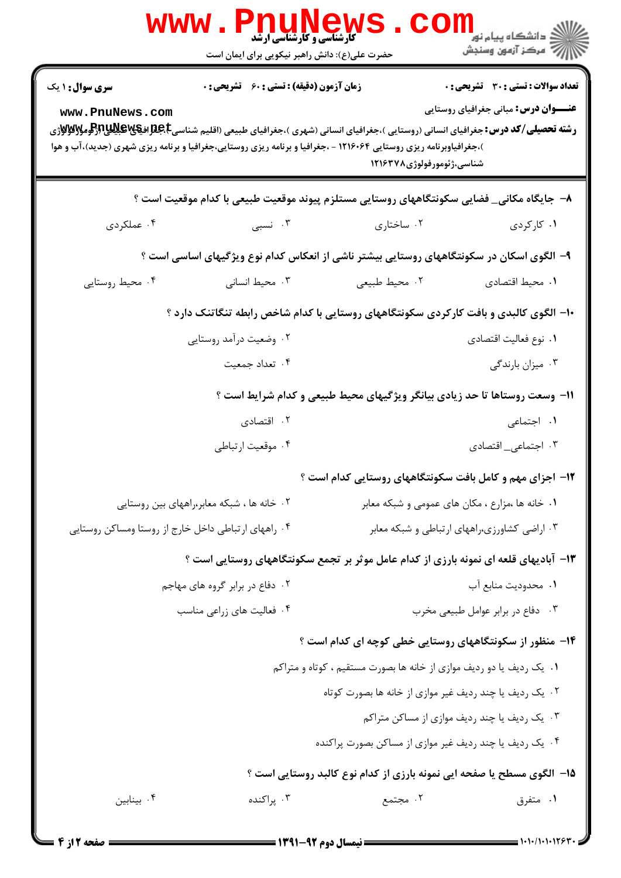**سری سوال:** ۱ یک

**زمان آزمون (دقیقه) : تستی :** ۶۰ **تشریحی :** ۰

**تعداد سوالات : تستی :** ۳۰ **تشریحی :** ۰

**عنـــوان درس:** مبانی جغرافیای روستایی

**رشته تحصیلی/کد درس:** جغرافیای انسانی (روستایی )،جغرافیای انسانی (شهری )،جغرافیای طبیعی (اقلیم شناسی)،جغرافیای طبیعی (ژئومورفولوژی )،جغرافیاوبرنامه ریزی روستایی ۱۲۱۶۰۶۴ - ،جغرافیا و برنامه ریزی روستایی،جغرافیا و برنامه ریزی شهری (جدید)،آب و هوا شناسی،ژئومورفولوژی۱۲۱۶۳۷۸

۸- جایگاه مکانی_ فضایی سکونتگاههای روستایی مستلزم پیوند موقعیت طبیعی با کدام موقعیت است ؟

۱. کارکردی
۲. ساختاری
۳. نسبی
۴. عملکردی

۹- الگوی اسکان در سکونتگاههای روستایی بیشتر ناشی از انعکاس کدام نوع ویژگیهای اساسی است ؟

۱. محیط اقتصادی
۲. محیط طبیعی
۳. محیط انسانی
۴. محیط روستایی

۱۰- الگوی کالبدی و بافت کارکردی سکونتگاههای روستایی با کدام شاخص رابطه تنگاتنگ دارد ؟

۱. نوع فعالیت اقتصادی
۲. وضعیت درآمد روستایی
۳. میزان بارندگی
۴. تعداد جمعیت

۱۱- وسعت روستاها تا حد زیادی بیانگر ویژگیهای محیط طبیعی و کدام شرایط است ؟

۱. اجتماعی
۲. اقتصادی
۳. اجتماعی_ اقتصادی
۴. موقعیت ارتباطی

۱۲- اجزای مهم و کامل بافت سکونتگاههای روستایی کدام است ؟

۱. خانه ها ،مزارع ، مکان های عمومی و شبکه معابر
۲. خانه ها ، شبکه معابر،راههای بین روستایی
۳. اراضی کشاورزی،راههای ارتباطی و شبکه معابر
۴. راههای ارتباطی داخل خارج از روستا ومساکن روستایی

۱۳- آبادیهای قلعه ای نمونه بارزی از کدام عامل موثر بر تجمع سکونتگاههای روستایی است ؟

۱. محدودیت منابع آب
۲. دفاع در برابر گروه های مهاجم
۳. دفاع در برابر عوامل طبیعی مخرب
۴. فعالیت های زراعی مناسب

۱۴- منظور از سکونتگاههای روستایی خطی کوچه ای کدام است ؟

۱. یک ردیف یا دو ردیف موازی از خانه ها بصورت مستقیم ، کوتاه و متراکم
۲. یک ردیف یا چند ردیف غیر موازی از خانه ها بصورت کوتاه
۳. یک ردیف یا چند ردیف موازی از مساکن متراکم
۴. یک ردیف یا چند ردیف غیر موازی از مساکن بصورت پراکنده

۱۵- الگوی مسطح یا صفحه ایی نمونه بارزی از کدام نوع کالبد روستایی است ؟

۱. متفرق
۲. مجتمع
۳. پراکنده
۴. بینابین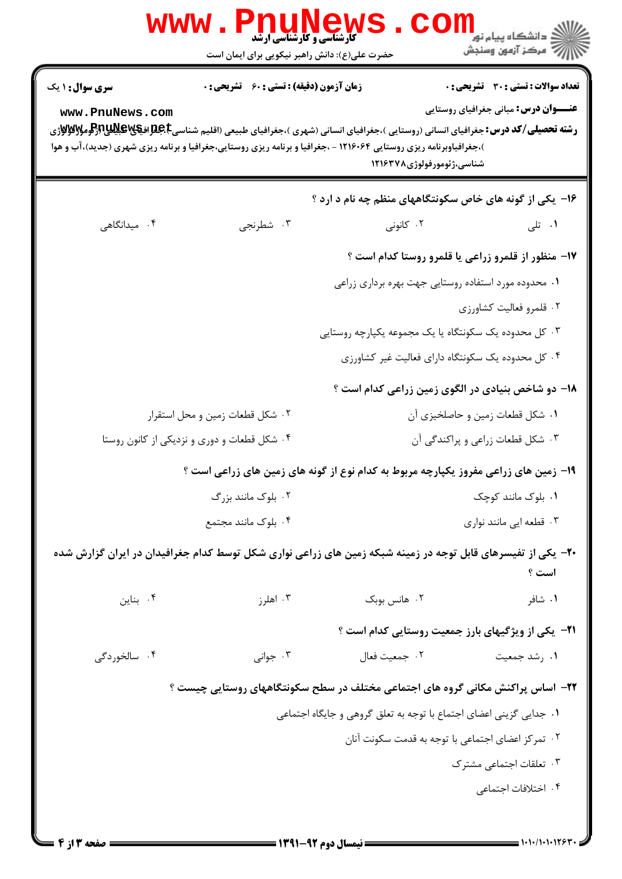**سری سوال:** ۱ یک

**زمان آزمون (دقیقه) : تستی :** ۶۰ **تشریحی :** ۰

**تعداد سوالات : تستی :** ۳۰ **تشریحی :** ۰

**عنـــوان درس:** مبانی جغرافیای روستایی

**رشته تحصیلی/کد درس:** جغرافیای انسانی (روستایی )،جغرافیای انسانی (شهری )،جغرافیای طبیعی (اقلیم شناسی )،جغرافیای طبیعی (ژئومورفولوژی )،جغرافیاوبرنامه ریزی روستایی ۱۲۱۶۰۶۴ - ،جغرافیا و برنامه ریزی روستایی،جغرافیا و برنامه ریزی شهری (جدید)،آب و هوا شناسی،ژئومورفولوژی۱۲۱۶۳۷۸

۱۶- یکی از گونه های خاص سکونتگاههای منظم چه نام د ارد ؟

۱. تلی
۲. کانونی
۳. شطرنجی
۴. میدانگاهی

۱۷- منظور از قلمرو زراعی یا قلمرو روستا کدام است ؟

۱. محدوده مورد استفاده روستایی جهت بهره برداری زراعی
۲. قلمرو فعالیت کشاورزی
۳. کل محدوده یک سکونتگاه یا یک مجموعه یکپارچه روستایی
۴. کل محدوده یک سکونتگاه دارای فعالیت غیر کشاورزی

۱۸- دو شاخص بنیادی در الگوی زمین زراعی کدام است ؟

۱. شکل قطعات زمین و حاصلخیزی آن
۲. شکل قطعات زمین و محل استقرار
۳. شکل قطعات زراعی و پراکندگی آن
۴. شکل قطعات و دوری و نزدیکی از کانون روستا

۱۹- زمین های زراعی مفروز یکپارچه مربوط به کدام نوع از گونه های زمین های زراعی است ؟

۱. بلوک مانند کوچک
۲. بلوک مانند بزرگ
۳. قطعه ایی مانند نواری
۴. بلوک مانند مجتمع

۲۰- یکی از تفیسرهای قابل توجه در زمینه شبکه زمین های زراعی نواری شکل توسط کدام جغرافیدان در ایران گزارش شده است ؟

۱. شافر
۲. هانس بوبک
۳. اهلرز
۴. بناین

۲۱- یکی از ویژگیهای بارز جمعیت روستایی کدام است ؟

۱. رشد جمعیت
۲. جمعیت فعال
۳. جوانی
۴. سالخوردگی

۲۲- اساس پراکنش مکانی گروه های اجتماعی مختلف در سطح سکونتگاههای روستایی چیست ؟

۱. جدایی گزینی اعضای اجتماع با توجه به تعلق گروهی و جایگاه اجتماعی
۲. تمرکز اعضای اجتماعی با توجه به قدمت سکونت آنان
۳. تعلقات اجتماعی مشترک
۴. اختلافات اجتماعی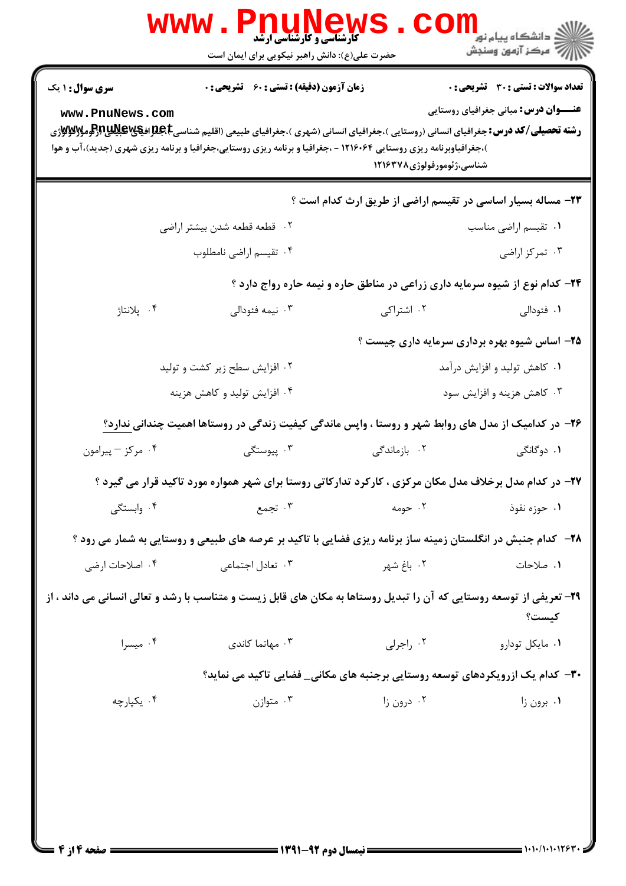**سری سوال:** ۱ یک

**زمان آزمون (دقیقه) : تستی :** ۶۰ **تشریحی :** ۰

**تعداد سوالات : تستی :** ۳۰ **تشریحی :** ۰

**عنـــوان درس:** مبانی جغرافیای روستایی

**رشته تحصیلی/کد درس:** جغرافیای انسانی (روستایی )،جغرافیای انسانی (شهری )،جغرافیای طبیعی (اقلیم شناسی)،جغرافیای طبیعی (ژئومورفولوژی )،جغرافیاوبرنامه ریزی روستایی ۱۲۱۶۰۶۴ - ،جغرافیا و برنامه ریزی روستایی،جغرافیا و برنامه ریزی شهری (جدید)،آب و هوا شناسی،ژئومورفولوژی۱۲۱۶۳۷۸

۲۳- مساله بسیار اساسی در تقیسم اراضی از طریق ارث کدام است ؟

۱. تقیسم اراضی مناسب
۲. قطعه قطعه شدن بیشتر اراضی
۳. تمرکز اراضی
۴. تقیسم اراضی نامطلوب

۲۴- کدام نوع از شیوه سرمایه داری زراعی در مناطق حاره و نیمه حاره رواج دارد ؟

۱. فئودالی
۲. اشتراکی
۳. نیمه فئودالی
۴. پلانتاژ

۲۵- اساس شیوه بهره برداری سرمایه داری چیست ؟

۱. کاهش تولید و افزایش درآمد
۲. افزایش سطح زیر کشت و تولید
۳. کاهش هزینه و افزایش سود
۴. افزایش تولید و کاهش هزینه

۲۶- در کدامیک از مدل های روابط شهر و روستا ، واپس ماندگی کیفیت زندگی در روستاها اهمیت چندانی ندارد؟

۱. دوگانگی
۲. بازماندگی
۳. پیوستگی
۴. مرکز – پیرامون

۲۷- در کدام مدل برخلاف مدل مکان مرکزی ، کارکرد تدارکاتی روستا برای شهر همواره مورد تاکید قرار می گیرد ؟

۱. حوزه نفوذ
۲. حومه
۳. تجمع
۴. وابستگی

۲۸- کدام جنبش در انگلستان زمینه ساز برنامه ریزی فضایی با تاکید بر عرصه های طبیعی و روستایی به شمار می رود ؟

۱. صلاحات
۲. باغ شهر
۳. تعادل اجتماعی
۴. اصلاحات ارضی

۲۹- تعریفی از توسعه روستایی که آن را تبدیل روستاها به مکان های قابل زیست و متناسب با رشد و تعالی انسانی می داند ، از کیست؟

۱. مایکل تودارو
۲. راجرلی
۳. مهاتما گاندی
۴. میسرا

۳۰- کدام یک ازرویکردهای توسعه روستایی برجنبه های مکانی_ فضایی تاکید می نماید؟

۱. برون زا
۲. درون زا
۳. متوازن
۴. یکپارچه